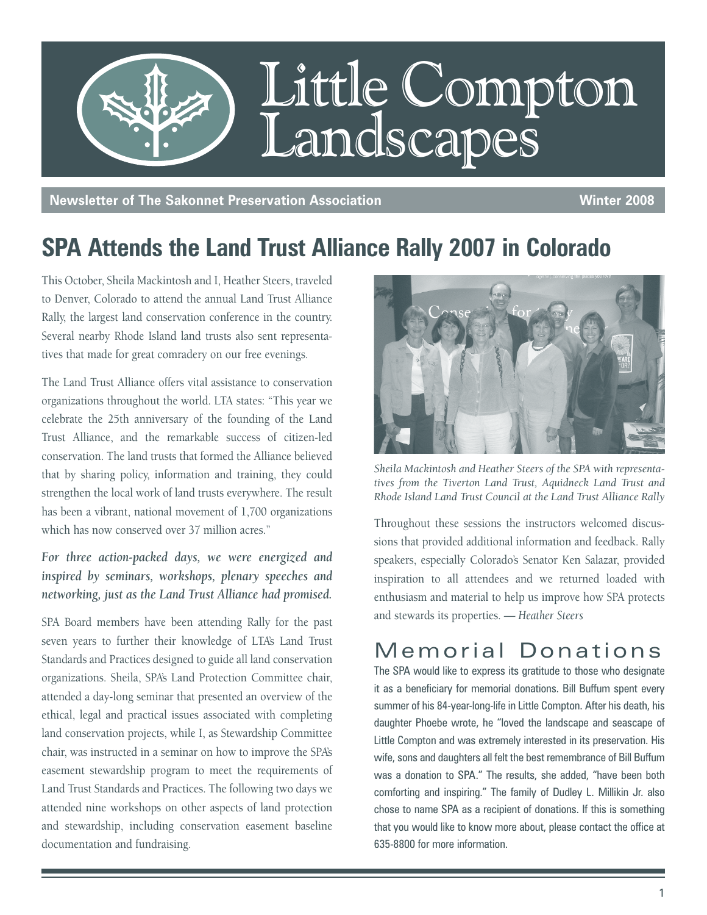# Little Compton Landscapes

**Newsletter of The Sakonnet Preservation Association** **Winter 2008**

## SPA Attends the Land Trust Alliance Rally 2007 in Colorado

This October, Sheila Mackintosh and I, Heather Steers, traveled to Denver, Colorado to attend the annual Land Trust Alliance Rally, the largest land conservation conference in the country. Several nearby Rhode Island land trusts also sent representatives that made for great comradery on our free evenings.

The Land Trust Alliance offers vital assistance to conservation organizations throughout the world. LTA states: "This year we celebrate the 25th anniversary of the founding of the Land Trust Alliance, and the remarkable success of citizen-led conservation. The land trusts that formed the Alliance believed that by sharing policy, information and training, they could strengthen the local work of land trusts everywhere. The result has been a vibrant, national movement of 1,700 organizations which has now conserved over 37 million acres."

***For three action-packed days, we were energized and inspired by seminars, workshops, plenary speeches and networking, just as the Land Trust Alliance had promised.***

SPA Board members have been attending Rally for the past seven years to further their knowledge of LTA's Land Trust Standards and Practices designed to guide all land conservation organizations. Sheila, SPA's Land Protection Committee chair, attended a day-long seminar that presented an overview of the ethical, legal and practical issues associated with completing land conservation projects, while I, as Stewardship Committee chair, was instructed in a seminar on how to improve the SPA's easement stewardship program to meet the requirements of Land Trust Standards and Practices. The following two days we attended nine workshops on other aspects of land protection and stewardship, including conservation easement baseline documentation and fundraising.

*Sheila Mackintosh and Heather Steers of the SPA with representatives from the Tiverton Land Trust, Aquidneck Land Trust and Rhode Island Land Trust Council at the Land Trust Alliance Rally*

Throughout these sessions the instructors welcomed discussions that provided additional information and feedback. Rally speakers, especially Colorado's Senator Ken Salazar, provided inspiration to all attendees and we returned loaded with enthusiasm and material to help us improve how SPA protects and stewards its properties. — *Heather Steers*

## Memorial Donations

The SPA would like to express its gratitude to those who designate it as a beneficiary for memorial donations. Bill Buffum spent every summer of his 84-year-long-life in Little Compton. After his death, his daughter Phoebe wrote, he "loved the landscape and seascape of Little Compton and was extremely interested in its preservation. His wife, sons and daughters all felt the best remembrance of Bill Buffum was a donation to SPA." The results, she added, "have been both comforting and inspiring." The family of Dudley L. Millikin Jr. also chose to name SPA as a recipient of donations. If this is something that you would like to know more about, please contact the office at 635-8800 for more information.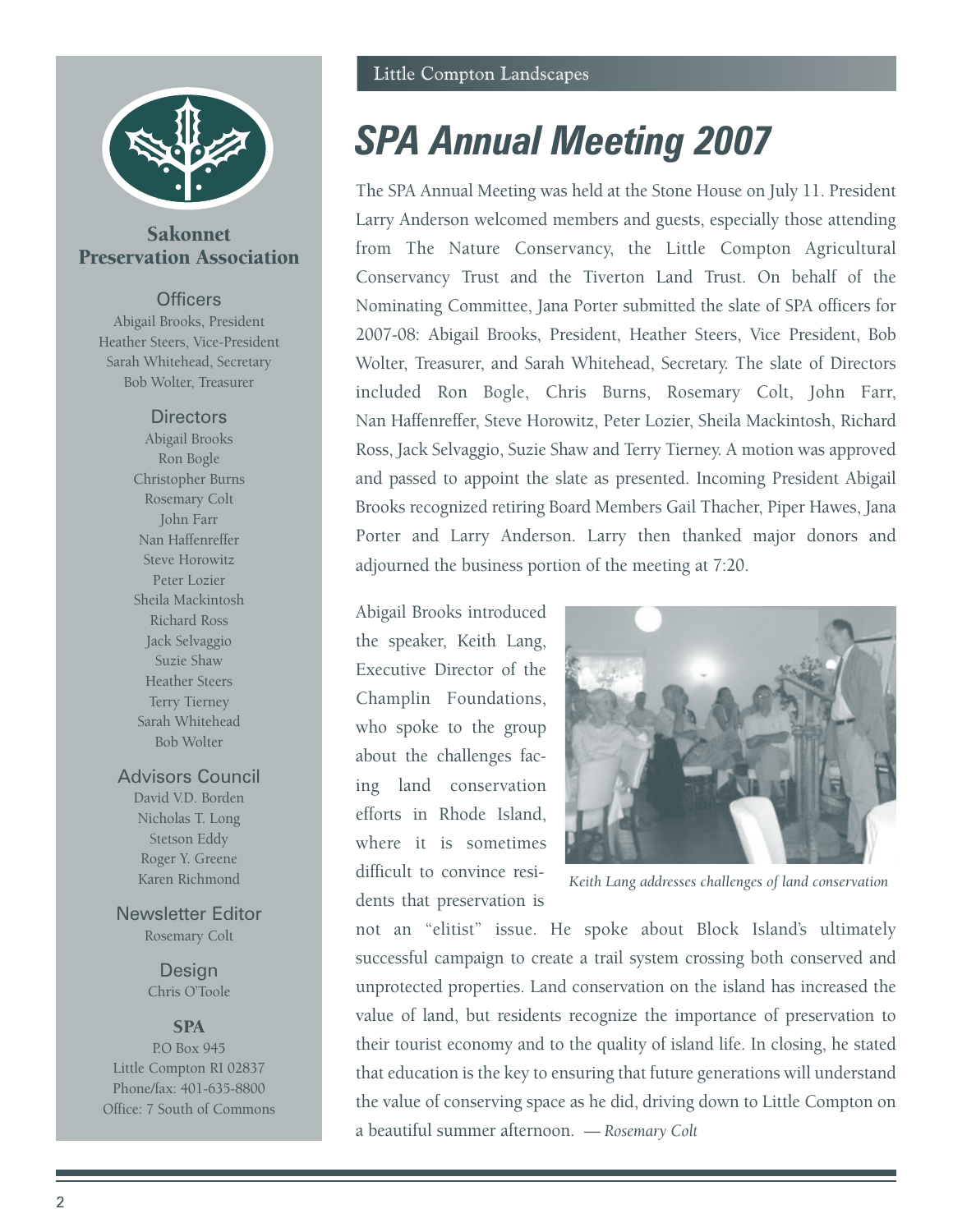## Sakonnet Preservation Association

### Officers

Abigail Brooks, President
Heather Steers, Vice-President
Sarah Whitehead, Secretary
Bob Wolter, Treasurer

### Directors

Abigail Brooks
Ron Bogle
Christopher Burns
Rosemary Colt
John Farr
Nan Haffenreffer
Steve Horowitz
Peter Lozier
Sheila Mackintosh
Richard Ross
Jack Selvaggio
Suzie Shaw
Heather Steers
Terry Tierney
Sarah Whitehead
Bob Wolter

### Advisors Council

David V.D. Borden
Nicholas T. Long
Stetson Eddy
Roger Y. Greene
Karen Richmond

### Newsletter Editor

Rosemary Colt

### Design

Chris O'Toole

### SPA

P.O Box 945
Little Compton RI 02837
Phone/fax: 401-635-8800
Office: 7 South of Commons

# SPA Annual Meeting 2007

The SPA Annual Meeting was held at the Stone House on July 11. President Larry Anderson welcomed members and guests, especially those attending from The Nature Conservancy, the Little Compton Agricultural Conservancy Trust and the Tiverton Land Trust. On behalf of the Nominating Committee, Jana Porter submitted the slate of SPA officers for 2007-08: Abigail Brooks, President, Heather Steers, Vice President, Bob Wolter, Treasurer, and Sarah Whitehead, Secretary. The slate of Directors included Ron Bogle, Chris Burns, Rosemary Colt, John Farr, Nan Haffenreffer, Steve Horowitz, Peter Lozier, Sheila Mackintosh, Richard Ross, Jack Selvaggio, Suzie Shaw and Terry Tierney. A motion was approved and passed to appoint the slate as presented. Incoming President Abigail Brooks recognized retiring Board Members Gail Thacher, Piper Hawes, Jana Porter and Larry Anderson. Larry then thanked major donors and adjourned the business portion of the meeting at 7:20.

Abigail Brooks introduced the speaker, Keith Lang, Executive Director of the Champlin Foundations, who spoke to the group about the challenges facing land conservation efforts in Rhode Island, where it is sometimes difficult to convince residents that preservation is not an "elitist" issue. He spoke about Block Island's ultimately successful campaign to create a trail system crossing both conserved and unprotected properties. Land conservation on the island has increased the value of land, but residents recognize the importance of preservation to their tourist economy and to the quality of island life. In closing, he stated that education is the key to ensuring that future generations will understand the value of conserving space as he did, driving down to Little Compton on a beautiful summer afternoon. — *Rosemary Colt*

*Keith Lang addresses challenges of land conservation*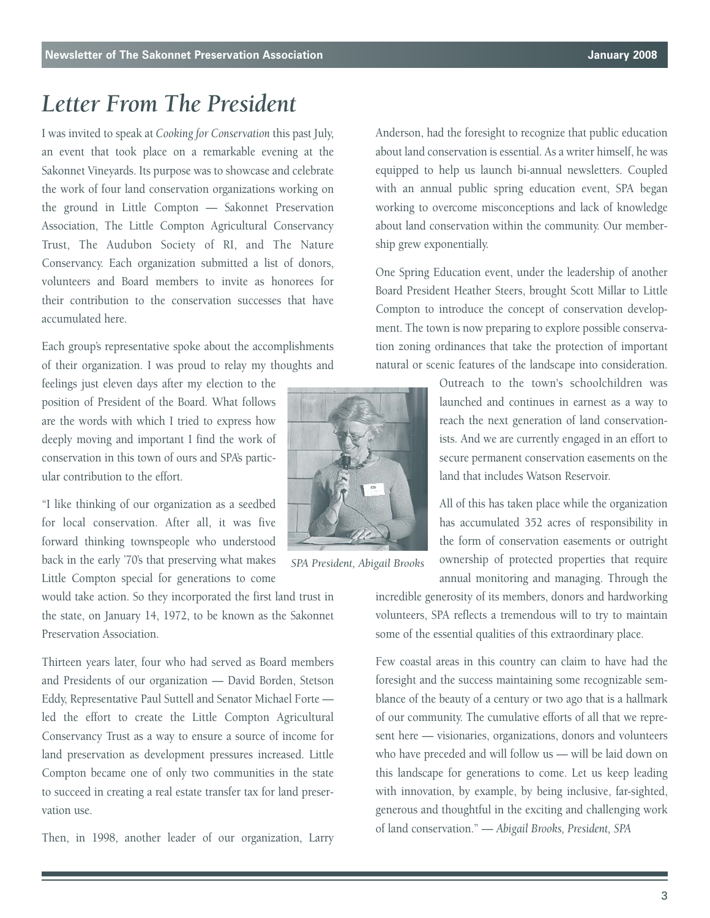# Letter From The President

I was invited to speak at *Cooking for Conservation* this past July, an event that took place on a remarkable evening at the Sakonnet Vineyards. Its purpose was to showcase and celebrate the work of four land conservation organizations working on the ground in Little Compton — Sakonnet Preservation Association, The Little Compton Agricultural Conservancy Trust, The Audubon Society of RI, and The Nature Conservancy. Each organization submitted a list of donors, volunteers and Board members to invite as honorees for their contribution to the conservation successes that have accumulated here.

Each group's representative spoke about the accomplishments of their organization. I was proud to relay my thoughts and feelings just eleven days after my election to the position of President of the Board. What follows are the words with which I tried to express how deeply moving and important I find the work of conservation in this town of ours and SPA's particular contribution to the effort.

"I like thinking of our organization as a seedbed for local conservation. After all, it was five forward thinking townspeople who understood back in the early '70's that preserving what makes Little Compton special for generations to come would take action. So they incorporated the first land trust in the state, on January 14, 1972, to be known as the Sakonnet Preservation Association.

Thirteen years later, four who had served as Board members and Presidents of our organization — David Borden, Stetson Eddy, Representative Paul Suttell and Senator Michael Forte — led the effort to create the Little Compton Agricultural Conservancy Trust as a way to ensure a source of income for land preservation as development pressures increased. Little Compton became one of only two communities in the state to succeed in creating a real estate transfer tax for land preservation use.

Then, in 1998, another leader of our organization, Larry Anderson, had the foresight to recognize that public education about land conservation is essential. As a writer himself, he was equipped to help us launch bi-annual newsletters. Coupled with an annual public spring education event, SPA began working to overcome misconceptions and lack of knowledge about land conservation within the community. Our membership grew exponentially.

One Spring Education event, under the leadership of another Board President Heather Steers, brought Scott Millar to Little Compton to introduce the concept of conservation development. The town is now preparing to explore possible conservation zoning ordinances that take the protection of important natural or scenic features of the landscape into consideration.

*SPA President, Abigail Brooks*

Outreach to the town's schoolchildren was launched and continues in earnest as a way to reach the next generation of land conservationists. And we are currently engaged in an effort to secure permanent conservation easements on the land that includes Watson Reservoir.

All of this has taken place while the organization has accumulated 352 acres of responsibility in the form of conservation easements or outright ownership of protected properties that require annual monitoring and managing. Through the incredible generosity of its members, donors and hardworking volunteers, SPA reflects a tremendous will to try to maintain some of the essential qualities of this extraordinary place.

Few coastal areas in this country can claim to have had the foresight and the success maintaining some recognizable semblance of the beauty of a century or two ago that is a hallmark of our community. The cumulative efforts of all that we represent here — visionaries, organizations, donors and volunteers who have preceded and will follow us — will be laid down on this landscape for generations to come. Let us keep leading with innovation, by example, by being inclusive, far-sighted, generous and thoughtful in the exciting and challenging work of land conservation." — *Abigail Brooks, President, SPA*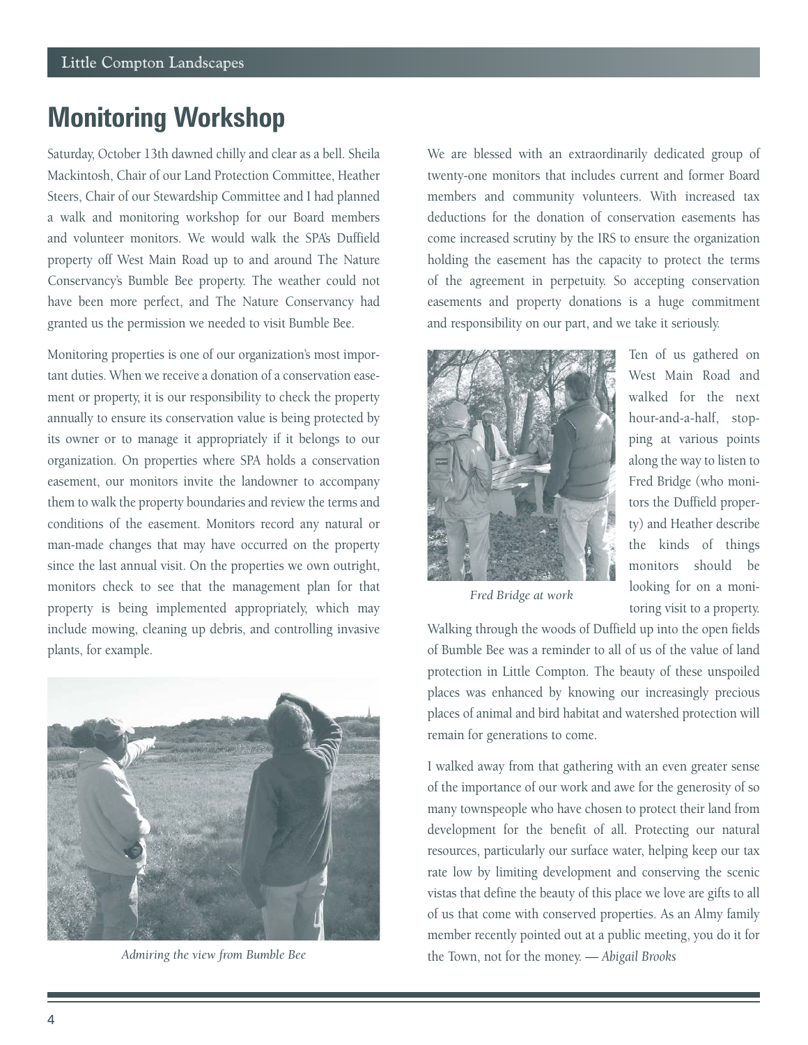# Monitoring Workshop

Saturday, October 13th dawned chilly and clear as a bell. Sheila Mackintosh, Chair of our Land Protection Committee, Heather Steers, Chair of our Stewardship Committee and I had planned a walk and monitoring workshop for our Board members and volunteer monitors. We would walk the SPA's Duffield property off West Main Road up to and around The Nature Conservancy's Bumble Bee property. The weather could not have been more perfect, and The Nature Conservancy had granted us the permission we needed to visit Bumble Bee.

Monitoring properties is one of our organization's most important duties. When we receive a donation of a conservation easement or property, it is our responsibility to check the property annually to ensure its conservation value is being protected by its owner or to manage it appropriately if it belongs to our organization. On properties where SPA holds a conservation easement, our monitors invite the landowner to accompany them to walk the property boundaries and review the terms and conditions of the easement. Monitors record any natural or man-made changes that may have occurred on the property since the last annual visit. On the properties we own outright, monitors check to see that the management plan for that property is being implemented appropriately, which may include mowing, cleaning up debris, and controlling invasive plants, for example.

*Admiring the view from Bumble Bee*

We are blessed with an extraordinarily dedicated group of twenty-one monitors that includes current and former Board members and community volunteers. With increased tax deductions for the donation of conservation easements has come increased scrutiny by the IRS to ensure the organization holding the easement has the capacity to protect the terms of the agreement in perpetuity. So accepting conservation easements and property donations is a huge commitment and responsibility on our part, and we take it seriously.

*Fred Bridge at work*

Ten of us gathered on West Main Road and walked for the next hour-and-a-half, stopping at various points along the way to listen to Fred Bridge (who monitors the Duffield property) and Heather describe the kinds of things monitors should be looking for on a monitoring visit to a property. Walking through the woods of Duffield up into the open fields of Bumble Bee was a reminder to all of us of the value of land protection in Little Compton. The beauty of these unspoiled places was enhanced by knowing our increasingly precious places of animal and bird habitat and watershed protection will remain for generations to come.

I walked away from that gathering with an even greater sense of the importance of our work and awe for the generosity of so many townspeople who have chosen to protect their land from development for the benefit of all. Protecting our natural resources, particularly our surface water, helping keep our tax rate low by limiting development and conserving the scenic vistas that define the beauty of this place we love are gifts to all of us that come with conserved properties. As an Almy family member recently pointed out at a public meeting, you do it for the Town, not for the money. — *Abigail Brooks*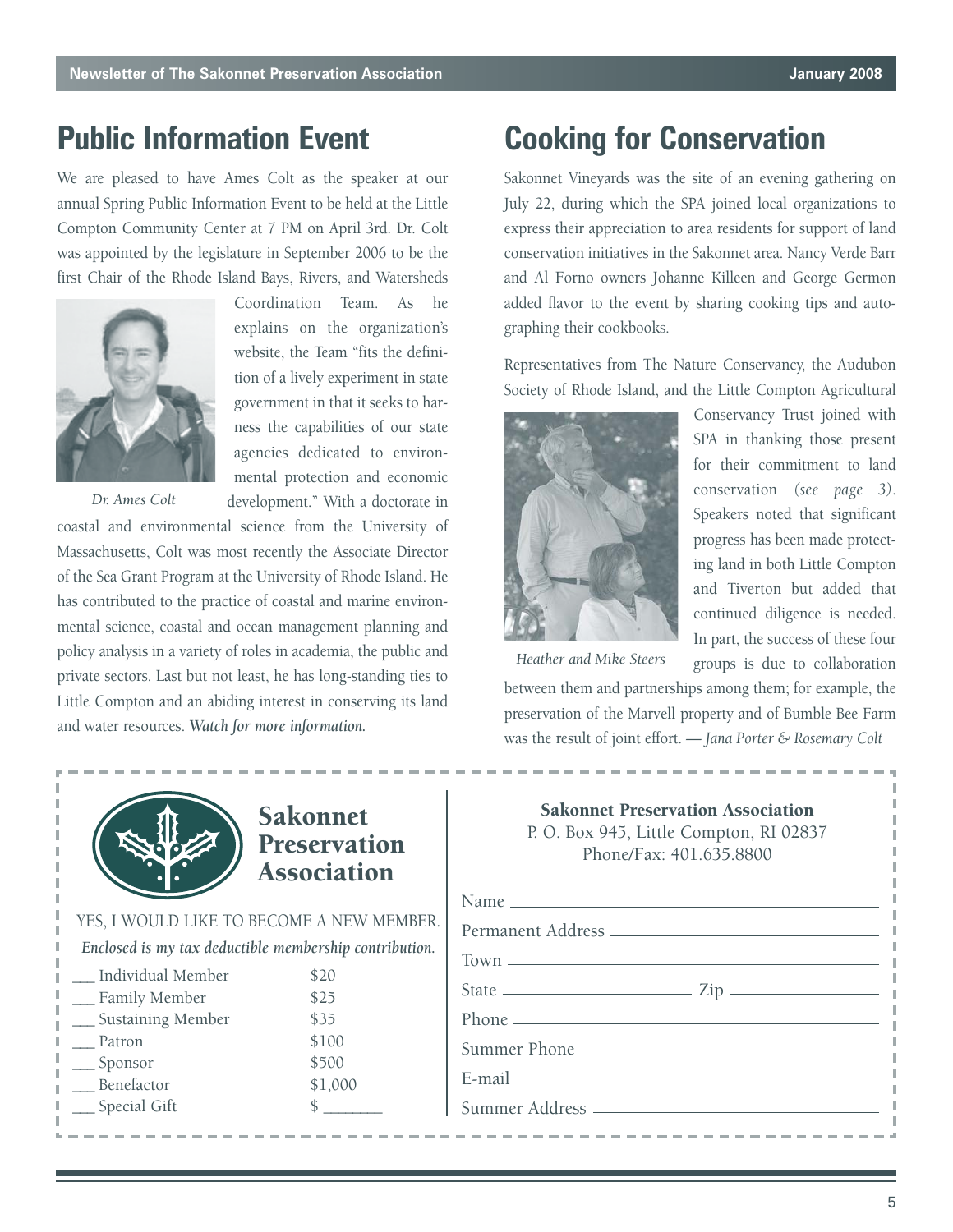## Public Information Event

We are pleased to have Ames Colt as the speaker at our annual Spring Public Information Event to be held at the Little Compton Community Center at 7 PM on April 3rd. Dr. Colt was appointed by the legislature in September 2006 to be the first Chair of the Rhode Island Bays, Rivers, and Watersheds Coordination Team. As he explains on the organization's website, the Team "fits the definition of a lively experiment in state government in that it seeks to harness the capabilities of our state agencies dedicated to environmental protection and economic development." With a doctorate in coastal and environmental science from the University of Massachusetts, Colt was most recently the Associate Director of the Sea Grant Program at the University of Rhode Island. He has contributed to the practice of coastal and marine environmental science, coastal and ocean management planning and policy analysis in a variety of roles in academia, the public and private sectors. Last but not least, he has long-standing ties to Little Compton and an abiding interest in conserving its land and water resources. *Watch for more information.*

*Dr. Ames Colt*

## Cooking for Conservation

Sakonnet Vineyards was the site of an evening gathering on July 22, during which the SPA joined local organizations to express their appreciation to area residents for support of land conservation initiatives in the Sakonnet area. Nancy Verde Barr and Al Forno owners Johanne Killeen and George Germon added flavor to the event by sharing cooking tips and autographing their cookbooks.

Representatives from The Nature Conservancy, the Audubon Society of Rhode Island, and the Little Compton Agricultural Conservancy Trust joined with SPA in thanking those present for their commitment to land conservation *(see page 3)*. Speakers noted that significant progress has been made protecting land in both Little Compton and Tiverton but added that continued diligence is needed. In part, the success of these four groups is due to collaboration between them and partnerships among them; for example, the preservation of the Marvell property and of Bumble Bee Farm was the result of joint effort. *— Jana Porter & Rosemary Colt*

*Heather and Mike Steers*

---

**Sakonnet Preservation Association**

YES, I WOULD LIKE TO BECOME A NEW MEMBER.

*Enclosed is my tax deductible membership contribution.*

| | |
|---|---|
| ___ Individual Member | $20 |
| ___ Family Member | $25 |
| ___ Sustaining Member | $35 |
| ___ Patron | $100 |
| ___ Sponsor | $500 |
| ___ Benefactor | $1,000 |
| ___ Special Gift | $ _______ |

**Sakonnet Preservation Association**
P. O. Box 945, Little Compton, RI 02837
Phone/Fax: 401.635.8800

Name ______________________________

Permanent Address ______________________________

Town ______________________________

State ______________ Zip ______________

Phone ______________________________

Summer Phone ______________________________

E-mail ______________________________

Summer Address ______________________________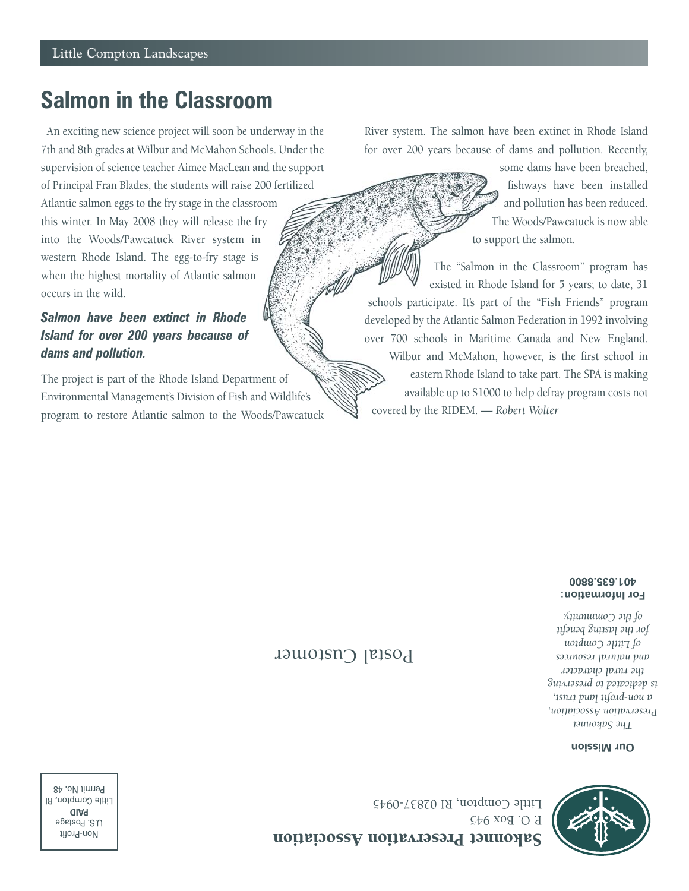## Salmon in the Classroom

An exciting new science project will soon be underway in the 7th and 8th grades at Wilbur and McMahon Schools. Under the supervision of science teacher Aimee MacLean and the support of Principal Fran Blades, the students will raise 200 fertilized Atlantic salmon eggs to the fry stage in the classroom this winter. In May 2008 they will release the fry into the Woods/Pawcatuck River system in western Rhode Island. The egg-to-fry stage is when the highest mortality of Atlantic salmon occurs in the wild.

***Salmon have been extinct in Rhode Island for over 200 years because of dams and pollution.***

The project is part of the Rhode Island Department of Environmental Management's Division of Fish and Wildlife's program to restore Atlantic salmon to the Woods/Pawcatuck River system. The salmon have been extinct in Rhode Island for over 200 years because of dams and pollution. Recently, some dams have been breached, fishways have been installed and pollution has been reduced. The Woods/Pawcatuck is now able to support the salmon.

The "Salmon in the Classroom" program has existed in Rhode Island for 5 years; to date, 31 schools participate. It's part of the "Fish Friends" program developed by the Atlantic Salmon Federation in 1992 involving over 700 schools in Maritime Canada and New England. Wilbur and McMahon, however, is the first school in eastern Rhode Island to take part. The SPA is making available up to $1000 to help defray program costs not covered by the RIDEM. — *Robert Wolter*

**Sakonnet Preservation Association**
P. O. Box 945
Little Compton, RI 02837-0945

Non-Profit
U.S. Postage
**PAID**
Little Compton, RI
Permit No. 48

**Our Mission**

*The Sakonnet Preservation Association, a non-profit land trust, is dedicated to preserving the rural character and natural resources of Little Compton for the lasting benefit of the Community.*

**For Information:**
**401.635.8800**

Postal Customer